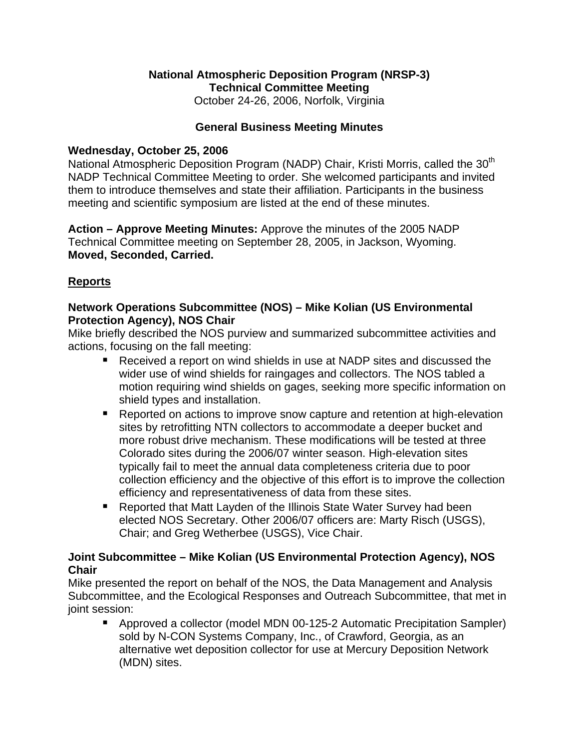**National Atmospheric Deposition Program (NRSP-3)**
**Technical Committee Meeting**
October 24-26, 2006, Norfolk, Virginia

**General Business Meeting Minutes**

**Wednesday, October 25, 2006**
National Atmospheric Deposition Program (NADP) Chair, Kristi Morris, called the 30th NADP Technical Committee Meeting to order. She welcomed participants and invited them to introduce themselves and state their affiliation. Participants in the business meeting and scientific symposium are listed at the end of these minutes.

**Action – Approve Meeting Minutes:** Approve the minutes of the 2005 NADP Technical Committee meeting on September 28, 2005, in Jackson, Wyoming. **Moved, Seconded, Carried.**

## Reports

**Network Operations Subcommittee (NOS) – Mike Kolian (US Environmental Protection Agency), NOS Chair**
Mike briefly described the NOS purview and summarized subcommittee activities and actions, focusing on the fall meeting:

- Received a report on wind shields in use at NADP sites and discussed the wider use of wind shields for raingages and collectors. The NOS tabled a motion requiring wind shields on gages, seeking more specific information on shield types and installation.
- Reported on actions to improve snow capture and retention at high-elevation sites by retrofitting NTN collectors to accommodate a deeper bucket and more robust drive mechanism. These modifications will be tested at three Colorado sites during the 2006/07 winter season. High-elevation sites typically fail to meet the annual data completeness criteria due to poor collection efficiency and the objective of this effort is to improve the collection efficiency and representativeness of data from these sites.
- Reported that Matt Layden of the Illinois State Water Survey had been elected NOS Secretary. Other 2006/07 officers are: Marty Risch (USGS), Chair; and Greg Wetherbee (USGS), Vice Chair.

**Joint Subcommittee – Mike Kolian (US Environmental Protection Agency), NOS Chair**
Mike presented the report on behalf of the NOS, the Data Management and Analysis Subcommittee, and the Ecological Responses and Outreach Subcommittee, that met in joint session:

- Approved a collector (model MDN 00-125-2 Automatic Precipitation Sampler) sold by N-CON Systems Company, Inc., of Crawford, Georgia, as an alternative wet deposition collector for use at Mercury Deposition Network (MDN) sites.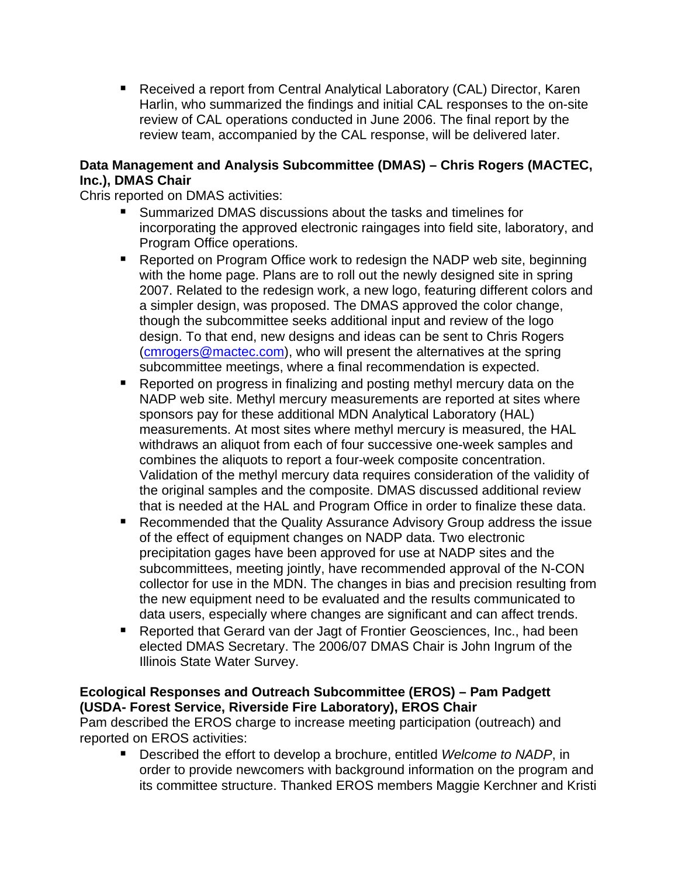- Received a report from Central Analytical Laboratory (CAL) Director, Karen Harlin, who summarized the findings and initial CAL responses to the on-site review of CAL operations conducted in June 2006. The final report by the review team, accompanied by the CAL response, will be delivered later.

**Data Management and Analysis Subcommittee (DMAS) – Chris Rogers (MACTEC, Inc.), DMAS Chair**

Chris reported on DMAS activities:

- Summarized DMAS discussions about the tasks and timelines for incorporating the approved electronic raingages into field site, laboratory, and Program Office operations.
- Reported on Program Office work to redesign the NADP web site, beginning with the home page. Plans are to roll out the newly designed site in spring 2007. Related to the redesign work, a new logo, featuring different colors and a simpler design, was proposed. The DMAS approved the color change, though the subcommittee seeks additional input and review of the logo design. To that end, new designs and ideas can be sent to Chris Rogers (cmrogers@mactec.com), who will present the alternatives at the spring subcommittee meetings, where a final recommendation is expected.
- Reported on progress in finalizing and posting methyl mercury data on the NADP web site. Methyl mercury measurements are reported at sites where sponsors pay for these additional MDN Analytical Laboratory (HAL) measurements. At most sites where methyl mercury is measured, the HAL withdraws an aliquot from each of four successive one-week samples and combines the aliquots to report a four-week composite concentration. Validation of the methyl mercury data requires consideration of the validity of the original samples and the composite. DMAS discussed additional review that is needed at the HAL and Program Office in order to finalize these data.
- Recommended that the Quality Assurance Advisory Group address the issue of the effect of equipment changes on NADP data. Two electronic precipitation gages have been approved for use at NADP sites and the subcommittees, meeting jointly, have recommended approval of the N-CON collector for use in the MDN. The changes in bias and precision resulting from the new equipment need to be evaluated and the results communicated to data users, especially where changes are significant and can affect trends.
- Reported that Gerard van der Jagt of Frontier Geosciences, Inc., had been elected DMAS Secretary. The 2006/07 DMAS Chair is John Ingrum of the Illinois State Water Survey.

**Ecological Responses and Outreach Subcommittee (EROS) – Pam Padgett (USDA- Forest Service, Riverside Fire Laboratory), EROS Chair**

Pam described the EROS charge to increase meeting participation (outreach) and reported on EROS activities:

- Described the effort to develop a brochure, entitled *Welcome to NADP*, in order to provide newcomers with background information on the program and its committee structure. Thanked EROS members Maggie Kerchner and Kristi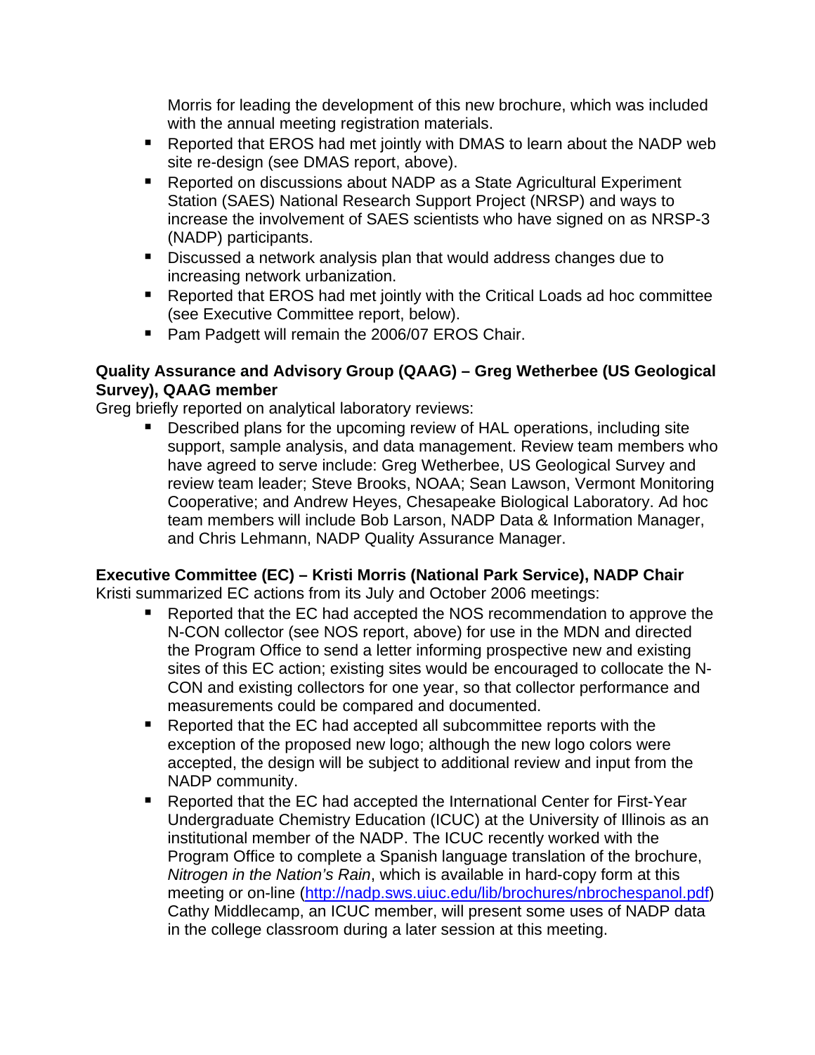Morris for leading the development of this new brochure, which was included with the annual meeting registration materials.

- Reported that EROS had met jointly with DMAS to learn about the NADP web site re-design (see DMAS report, above).
- Reported on discussions about NADP as a State Agricultural Experiment Station (SAES) National Research Support Project (NRSP) and ways to increase the involvement of SAES scientists who have signed on as NRSP-3 (NADP) participants.
- Discussed a network analysis plan that would address changes due to increasing network urbanization.
- Reported that EROS had met jointly with the Critical Loads ad hoc committee (see Executive Committee report, below).
- Pam Padgett will remain the 2006/07 EROS Chair.

**Quality Assurance and Advisory Group (QAAG) – Greg Wetherbee (US Geological Survey), QAAG member**

Greg briefly reported on analytical laboratory reviews:

- Described plans for the upcoming review of HAL operations, including site support, sample analysis, and data management. Review team members who have agreed to serve include: Greg Wetherbee, US Geological Survey and review team leader; Steve Brooks, NOAA; Sean Lawson, Vermont Monitoring Cooperative; and Andrew Heyes, Chesapeake Biological Laboratory. Ad hoc team members will include Bob Larson, NADP Data & Information Manager, and Chris Lehmann, NADP Quality Assurance Manager.

**Executive Committee (EC) – Kristi Morris (National Park Service), NADP Chair**

Kristi summarized EC actions from its July and October 2006 meetings:

- Reported that the EC had accepted the NOS recommendation to approve the N-CON collector (see NOS report, above) for use in the MDN and directed the Program Office to send a letter informing prospective new and existing sites of this EC action; existing sites would be encouraged to collocate the N-CON and existing collectors for one year, so that collector performance and measurements could be compared and documented.
- Reported that the EC had accepted all subcommittee reports with the exception of the proposed new logo; although the new logo colors were accepted, the design will be subject to additional review and input from the NADP community.
- Reported that the EC had accepted the International Center for First-Year Undergraduate Chemistry Education (ICUC) at the University of Illinois as an institutional member of the NADP. The ICUC recently worked with the Program Office to complete a Spanish language translation of the brochure, *Nitrogen in the Nation's Rain*, which is available in hard-copy form at this meeting or on-line (http://nadp.sws.uiuc.edu/lib/brochures/nbrochespanol.pdf) Cathy Middlecamp, an ICUC member, will present some uses of NADP data in the college classroom during a later session at this meeting.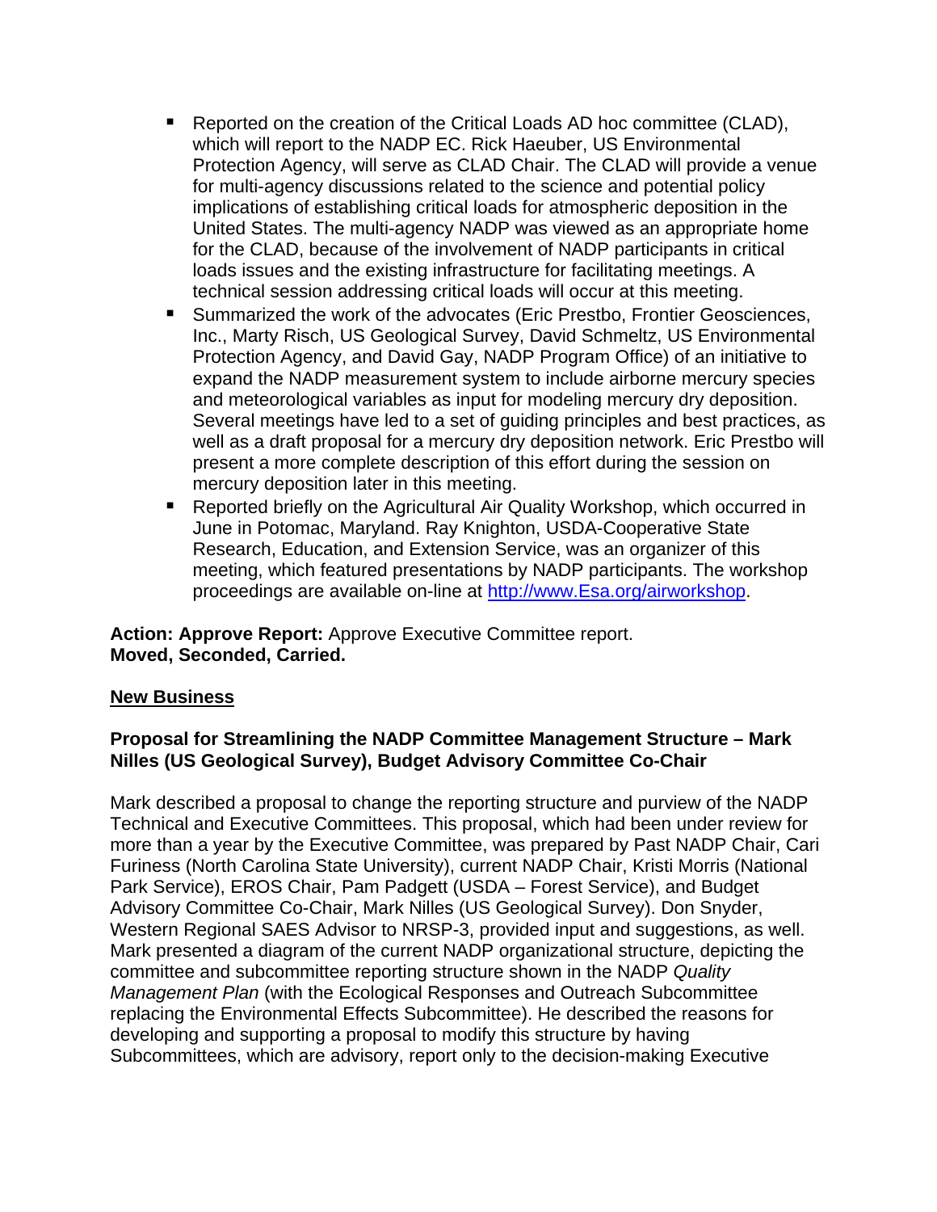- Reported on the creation of the Critical Loads AD hoc committee (CLAD), which will report to the NADP EC. Rick Haeuber, US Environmental Protection Agency, will serve as CLAD Chair. The CLAD will provide a venue for multi-agency discussions related to the science and potential policy implications of establishing critical loads for atmospheric deposition in the United States. The multi-agency NADP was viewed as an appropriate home for the CLAD, because of the involvement of NADP participants in critical loads issues and the existing infrastructure for facilitating meetings. A technical session addressing critical loads will occur at this meeting.
- Summarized the work of the advocates (Eric Prestbo, Frontier Geosciences, Inc., Marty Risch, US Geological Survey, David Schmeltz, US Environmental Protection Agency, and David Gay, NADP Program Office) of an initiative to expand the NADP measurement system to include airborne mercury species and meteorological variables as input for modeling mercury dry deposition. Several meetings have led to a set of guiding principles and best practices, as well as a draft proposal for a mercury dry deposition network. Eric Prestbo will present a more complete description of this effort during the session on mercury deposition later in this meeting.
- Reported briefly on the Agricultural Air Quality Workshop, which occurred in June in Potomac, Maryland. Ray Knighton, USDA-Cooperative State Research, Education, and Extension Service, was an organizer of this meeting, which featured presentations by NADP participants. The workshop proceedings are available on-line at [http://www.Esa.org/airworkshop](http://www.Esa.org/airworkshop).

**Action: Approve Report:** Approve Executive Committee report.
**Moved, Seconded, Carried.**

## New Business

### Proposal for Streamlining the NADP Committee Management Structure – Mark Nilles (US Geological Survey), Budget Advisory Committee Co-Chair

Mark described a proposal to change the reporting structure and purview of the NADP Technical and Executive Committees. This proposal, which had been under review for more than a year by the Executive Committee, was prepared by Past NADP Chair, Cari Furiness (North Carolina State University), current NADP Chair, Kristi Morris (National Park Service), EROS Chair, Pam Padgett (USDA – Forest Service), and Budget Advisory Committee Co-Chair, Mark Nilles (US Geological Survey). Don Snyder, Western Regional SAES Advisor to NRSP-3, provided input and suggestions, as well. Mark presented a diagram of the current NADP organizational structure, depicting the committee and subcommittee reporting structure shown in the NADP *Quality Management Plan* (with the Ecological Responses and Outreach Subcommittee replacing the Environmental Effects Subcommittee). He described the reasons for developing and supporting a proposal to modify this structure by having Subcommittees, which are advisory, report only to the decision-making Executive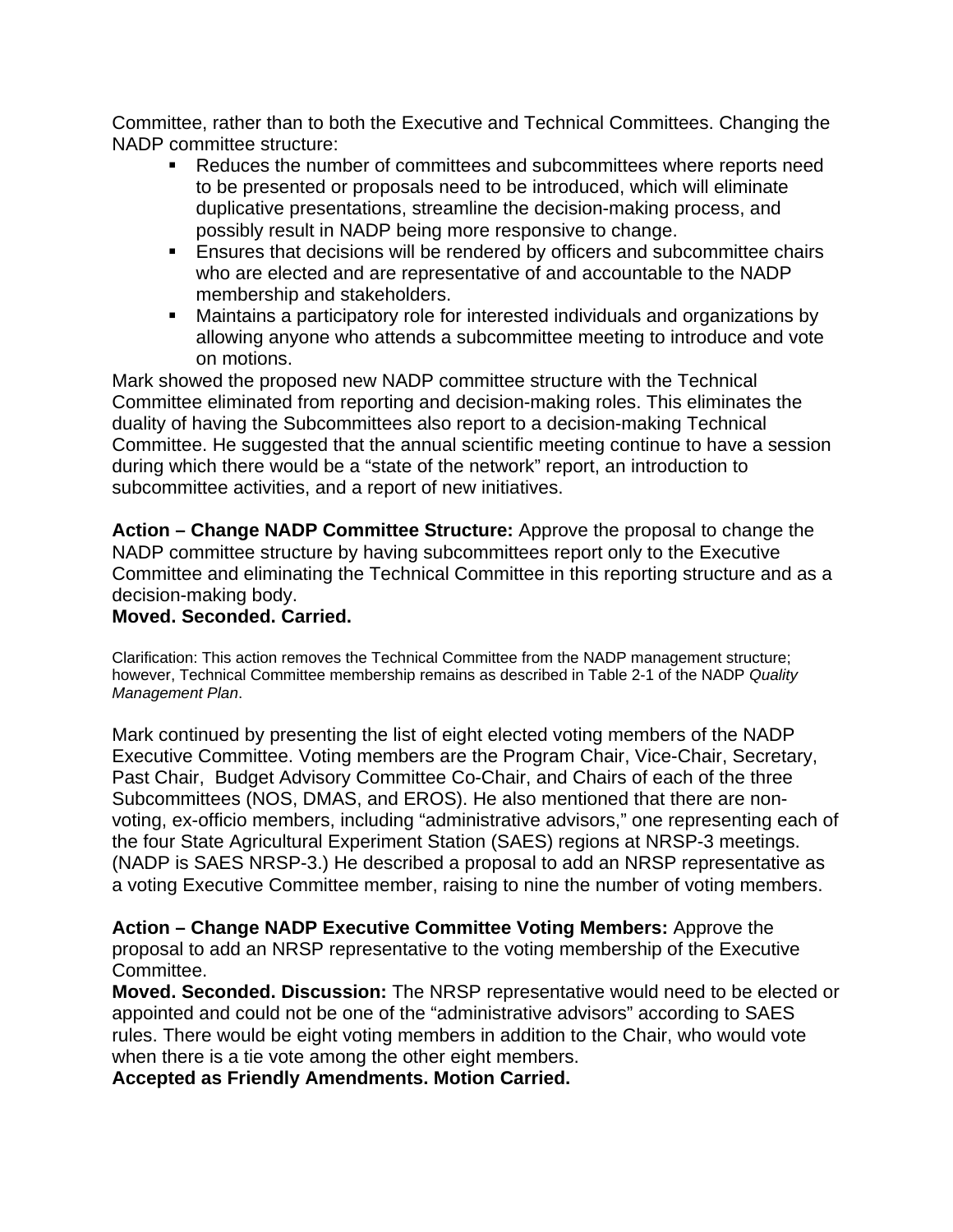Committee, rather than to both the Executive and Technical Committees. Changing the NADP committee structure:

- Reduces the number of committees and subcommittees where reports need to be presented or proposals need to be introduced, which will eliminate duplicative presentations, streamline the decision-making process, and possibly result in NADP being more responsive to change.
- Ensures that decisions will be rendered by officers and subcommittee chairs who are elected and are representative of and accountable to the NADP membership and stakeholders.
- Maintains a participatory role for interested individuals and organizations by allowing anyone who attends a subcommittee meeting to introduce and vote on motions.

Mark showed the proposed new NADP committee structure with the Technical Committee eliminated from reporting and decision-making roles. This eliminates the duality of having the Subcommittees also report to a decision-making Technical Committee. He suggested that the annual scientific meeting continue to have a session during which there would be a "state of the network" report, an introduction to subcommittee activities, and a report of new initiatives.

**Action – Change NADP Committee Structure:** Approve the proposal to change the NADP committee structure by having subcommittees report only to the Executive Committee and eliminating the Technical Committee in this reporting structure and as a decision-making body.
**Moved. Seconded. Carried.**

Clarification: This action removes the Technical Committee from the NADP management structure; however, Technical Committee membership remains as described in Table 2-1 of the NADP *Quality Management Plan*.

Mark continued by presenting the list of eight elected voting members of the NADP Executive Committee. Voting members are the Program Chair, Vice-Chair, Secretary, Past Chair, Budget Advisory Committee Co-Chair, and Chairs of each of the three Subcommittees (NOS, DMAS, and EROS). He also mentioned that there are non-voting, ex-officio members, including "administrative advisors," one representing each of the four State Agricultural Experiment Station (SAES) regions at NRSP-3 meetings. (NADP is SAES NRSP-3.) He described a proposal to add an NRSP representative as a voting Executive Committee member, raising to nine the number of voting members.

**Action – Change NADP Executive Committee Voting Members:** Approve the proposal to add an NRSP representative to the voting membership of the Executive Committee.
**Moved. Seconded. Discussion:** The NRSP representative would need to be elected or appointed and could not be one of the "administrative advisors" according to SAES rules. There would be eight voting members in addition to the Chair, who would vote when there is a tie vote among the other eight members.
**Accepted as Friendly Amendments. Motion Carried.**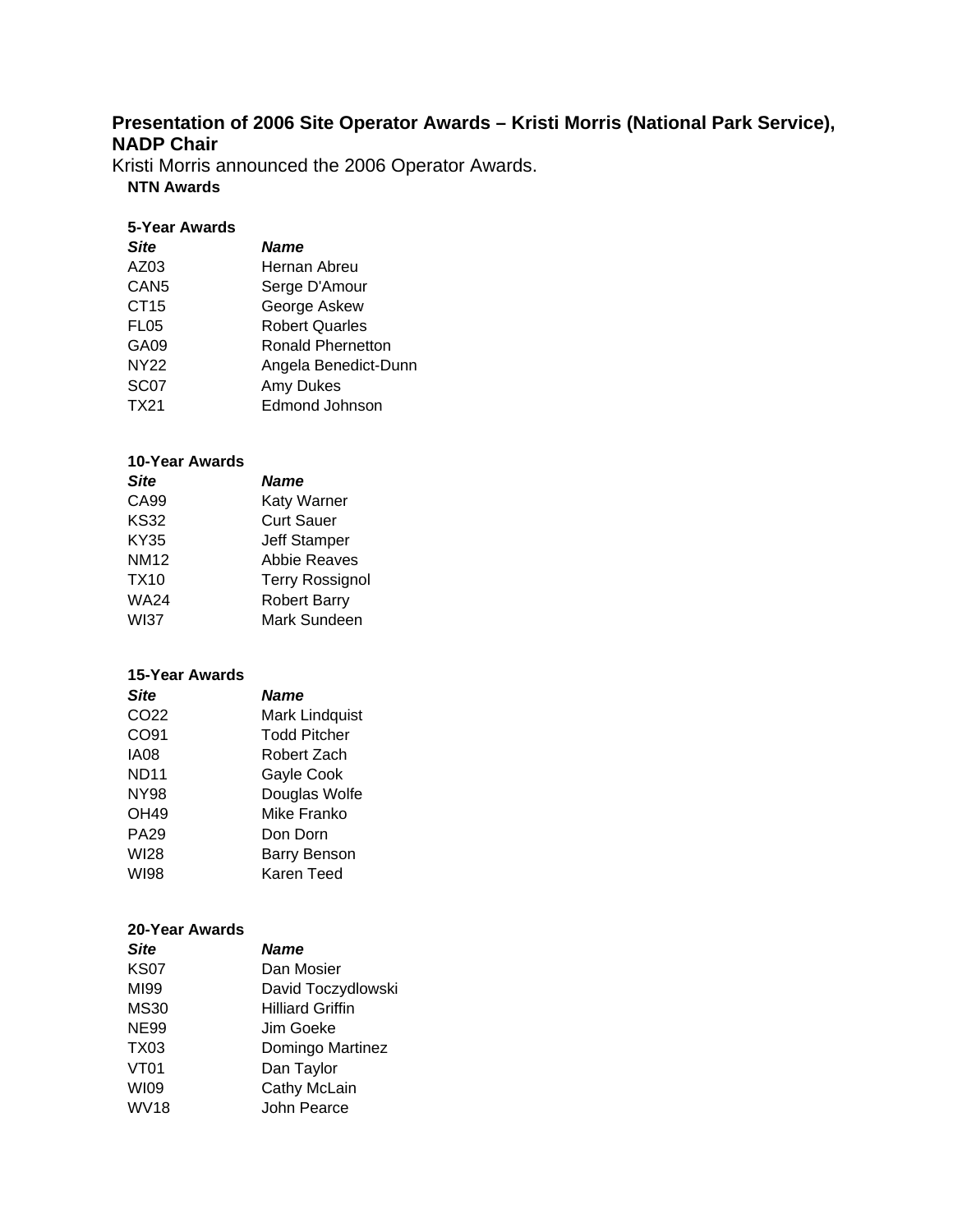### Presentation of 2006 Site Operator Awards – Kristi Morris (National Park Service), NADP Chair

Kristi Morris announced the 2006 Operator Awards.

**NTN Awards**

**5-Year Awards**

| *Site* | *Name* |
|---|---|
| AZ03 | Hernan Abreu |
| CAN5 | Serge D'Amour |
| CT15 | George Askew |
| FL05 | Robert Quarles |
| GA09 | Ronald Phernetton |
| NY22 | Angela Benedict-Dunn |
| SC07 | Amy Dukes |
| TX21 | Edmond Johnson |

**10-Year Awards**

| *Site* | *Name* |
|---|---|
| CA99 | Katy Warner |
| KS32 | Curt Sauer |
| KY35 | Jeff Stamper |
| NM12 | Abbie Reaves |
| TX10 | Terry Rossignol |
| WA24 | Robert Barry |
| WI37 | Mark Sundeen |

**15-Year Awards**

| *Site* | *Name* |
|---|---|
| CO22 | Mark Lindquist |
| CO91 | Todd Pitcher |
| IA08 | Robert Zach |
| ND11 | Gayle Cook |
| NY98 | Douglas Wolfe |
| OH49 | Mike Franko |
| PA29 | Don Dorn |
| WI28 | Barry Benson |
| WI98 | Karen Teed |

**20-Year Awards**

| *Site* | *Name* |
|---|---|
| KS07 | Dan Mosier |
| MI99 | David Toczydlowski |
| MS30 | Hilliard Griffin |
| NE99 | Jim Goeke |
| TX03 | Domingo Martinez |
| VT01 | Dan Taylor |
| WI09 | Cathy McLain |
| WV18 | John Pearce |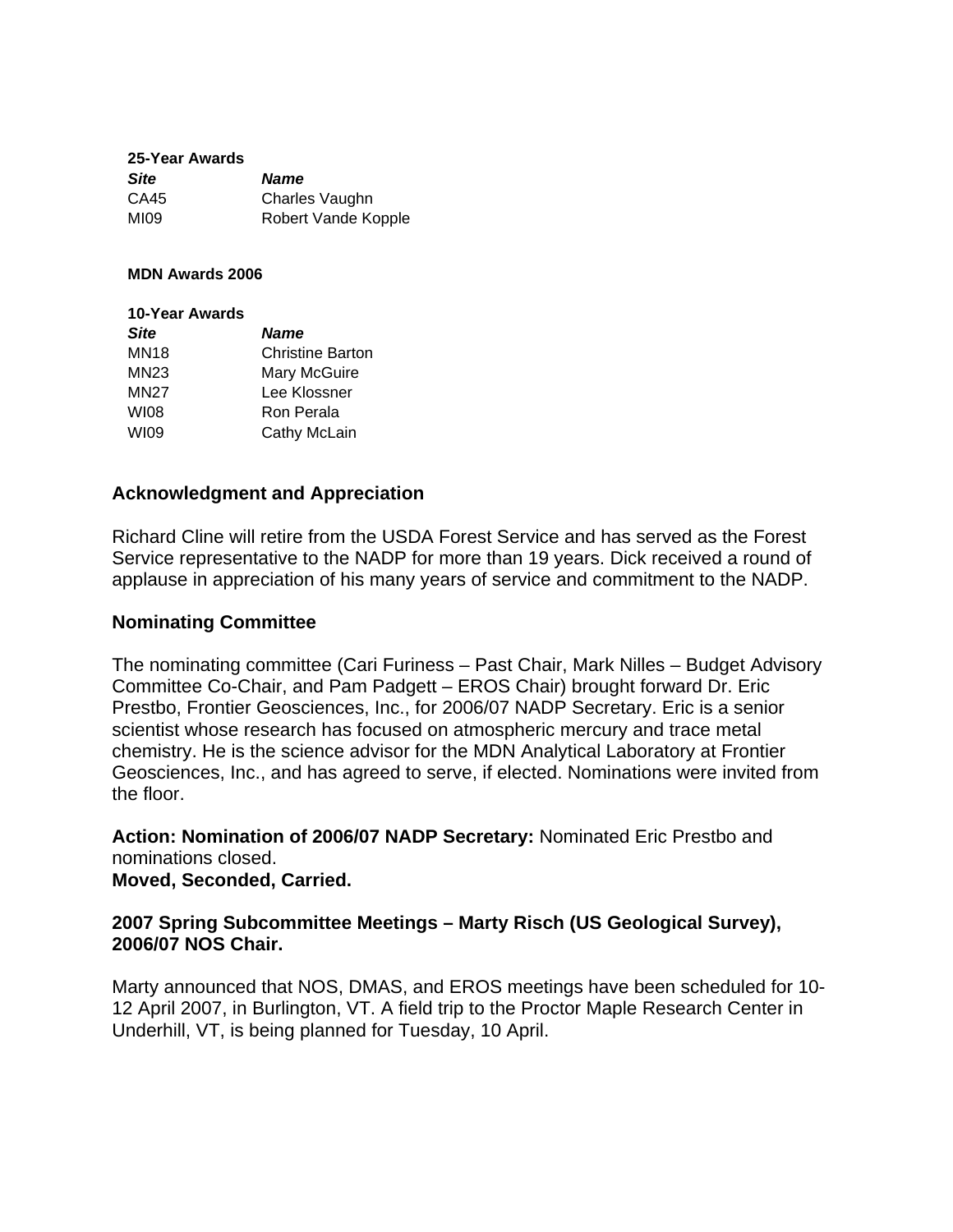**25-Year Awards**

| *Site* | *Name* |
|---|---|
| CA45 | Charles Vaughn |
| MI09 | Robert Vande Kopple |

**MDN Awards 2006**

**10-Year Awards**

| *Site* | *Name* |
|---|---|
| MN18 | Christine Barton |
| MN23 | Mary McGuire |
| MN27 | Lee Klossner |
| WI08 | Ron Perala |
| WI09 | Cathy McLain |

### Acknowledgment and Appreciation

Richard Cline will retire from the USDA Forest Service and has served as the Forest Service representative to the NADP for more than 19 years. Dick received a round of applause in appreciation of his many years of service and commitment to the NADP.

### Nominating Committee

The nominating committee (Cari Furiness – Past Chair, Mark Nilles – Budget Advisory Committee Co-Chair, and Pam Padgett – EROS Chair) brought forward Dr. Eric Prestbo, Frontier Geosciences, Inc., for 2006/07 NADP Secretary. Eric is a senior scientist whose research has focused on atmospheric mercury and trace metal chemistry. He is the science advisor for the MDN Analytical Laboratory at Frontier Geosciences, Inc., and has agreed to serve, if elected. Nominations were invited from the floor.

**Action: Nomination of 2006/07 NADP Secretary:** Nominated Eric Prestbo and nominations closed.
**Moved, Seconded, Carried.**

### 2007 Spring Subcommittee Meetings – Marty Risch (US Geological Survey), 2006/07 NOS Chair.

Marty announced that NOS, DMAS, and EROS meetings have been scheduled for 10-12 April 2007, in Burlington, VT. A field trip to the Proctor Maple Research Center in Underhill, VT, is being planned for Tuesday, 10 April.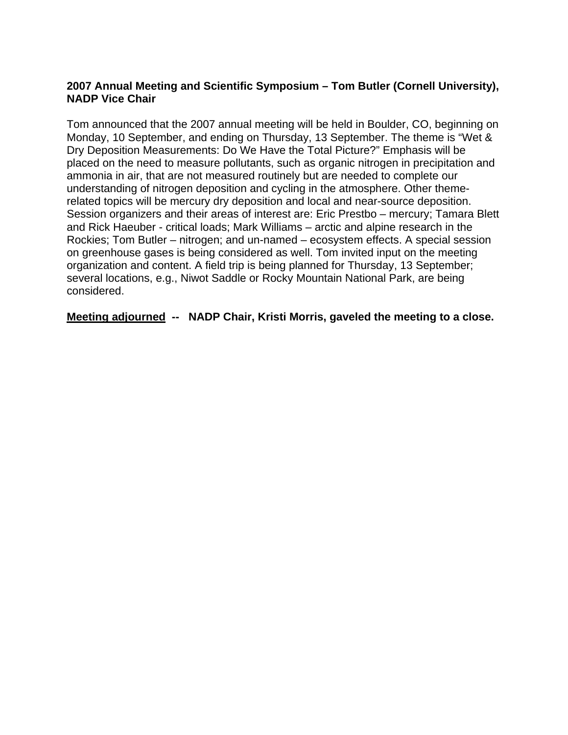**2007 Annual Meeting and Scientific Symposium – Tom Butler (Cornell University), NADP Vice Chair**

Tom announced that the 2007 annual meeting will be held in Boulder, CO, beginning on Monday, 10 September, and ending on Thursday, 13 September. The theme is "Wet & Dry Deposition Measurements: Do We Have the Total Picture?" Emphasis will be placed on the need to measure pollutants, such as organic nitrogen in precipitation and ammonia in air, that are not measured routinely but are needed to complete our understanding of nitrogen deposition and cycling in the atmosphere. Other theme-related topics will be mercury dry deposition and local and near-source deposition. Session organizers and their areas of interest are: Eric Prestbo – mercury; Tamara Blett and Rick Haeuber - critical loads; Mark Williams – arctic and alpine research in the Rockies; Tom Butler – nitrogen; and un-named – ecosystem effects. A special session on greenhouse gases is being considered as well. Tom invited input on the meeting organization and content. A field trip is being planned for Thursday, 13 September; several locations, e.g., Niwot Saddle or Rocky Mountain National Park, are being considered.

**Meeting adjourned -- NADP Chair, Kristi Morris, gaveled the meeting to a close.**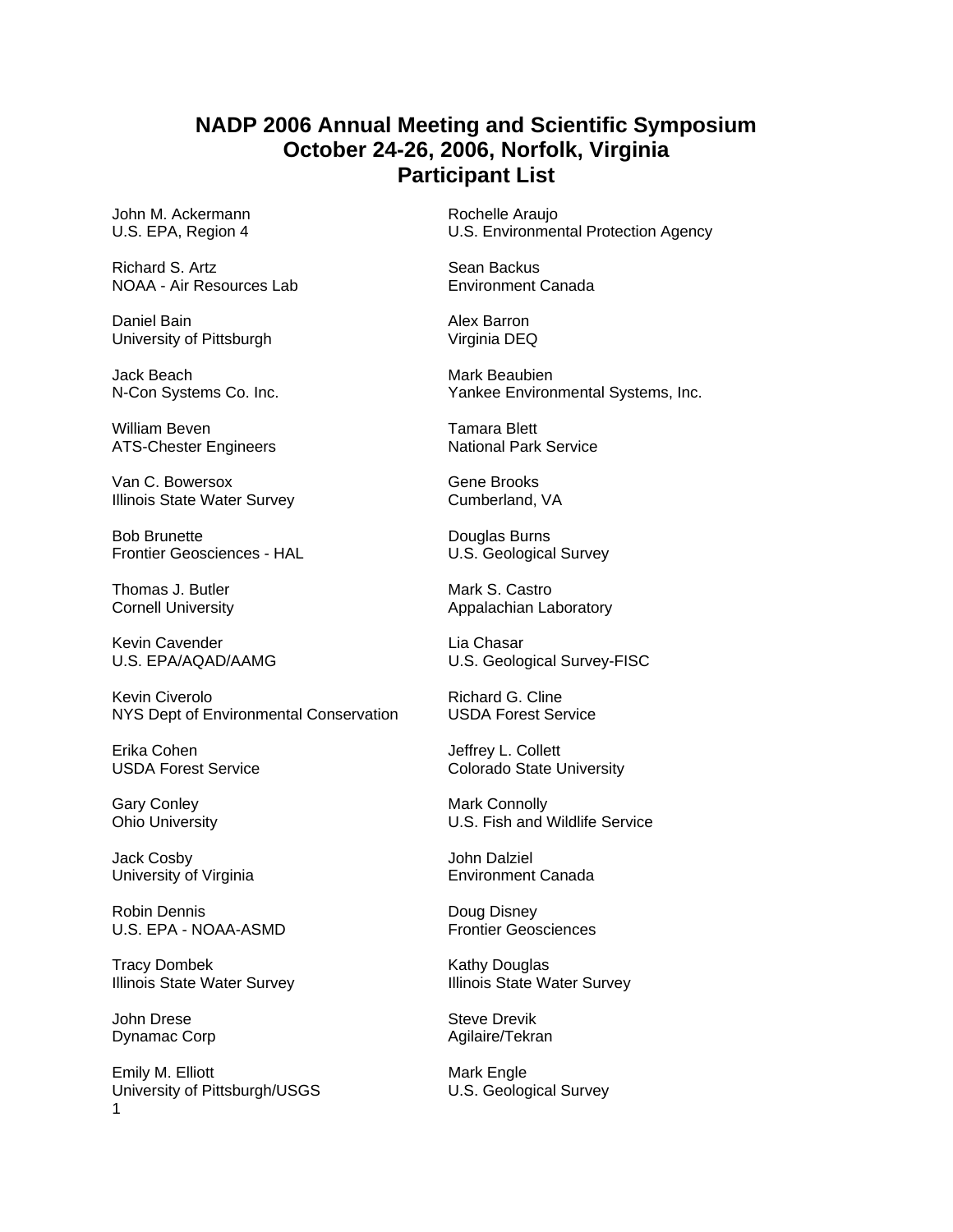# NADP 2006 Annual Meeting and Scientific Symposium
# October 24-26, 2006, Norfolk, Virginia
# Participant List

John M. Ackermann
U.S. EPA, Region 4

Richard S. Artz
NOAA - Air Resources Lab

Daniel Bain
University of Pittsburgh

Jack Beach
N-Con Systems Co. Inc.

William Beven
ATS-Chester Engineers

Van C. Bowersox
Illinois State Water Survey

Bob Brunette
Frontier Geosciences - HAL

Thomas J. Butler
Cornell University

Kevin Cavender
U.S. EPA/AQAD/AAMG

Kevin Civerolo
NYS Dept of Environmental Conservation

Erika Cohen
USDA Forest Service

Gary Conley
Ohio University

Jack Cosby
University of Virginia

Robin Dennis
U.S. EPA - NOAA-ASMD

Tracy Dombek
Illinois State Water Survey

John Drese
Dynamac Corp

Emily M. Elliott
University of Pittsburgh/USGS

Rochelle Araujo
U.S. Environmental Protection Agency

Sean Backus
Environment Canada

Alex Barron
Virginia DEQ

Mark Beaubien
Yankee Environmental Systems, Inc.

Tamara Blett
National Park Service

Gene Brooks
Cumberland, VA

Douglas Burns
U.S. Geological Survey

Mark S. Castro
Appalachian Laboratory

Lia Chasar
U.S. Geological Survey-FISC

Richard G. Cline
USDA Forest Service

Jeffrey L. Collett
Colorado State University

Mark Connolly
U.S. Fish and Wildlife Service

John Dalziel
Environment Canada

Doug Disney
Frontier Geosciences

Kathy Douglas
Illinois State Water Survey

Steve Drevik
Agilaire/Tekran

Mark Engle
U.S. Geological Survey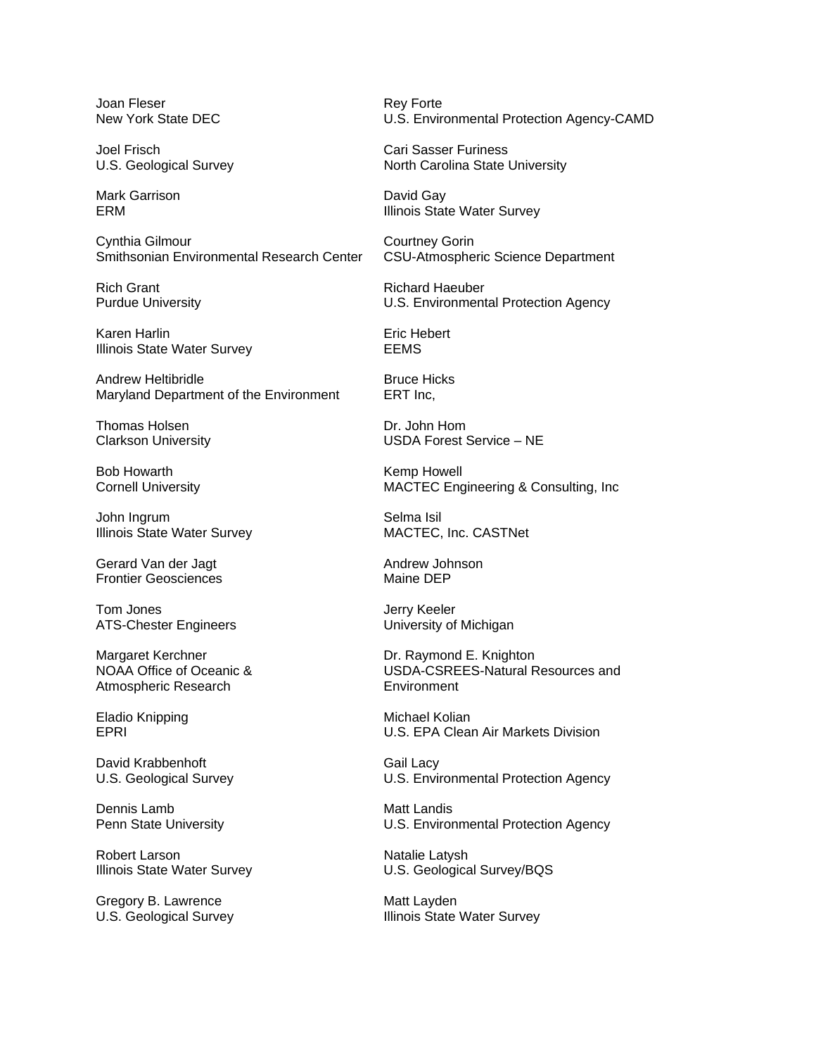Joan Fleser
New York State DEC

Rey Forte
U.S. Environmental Protection Agency-CAMD

Joel Frisch
U.S. Geological Survey

Cari Sasser Furiness
North Carolina State University

Mark Garrison
ERM

David Gay
Illinois State Water Survey

Cynthia Gilmour
Smithsonian Environmental Research Center

Courtney Gorin
CSU-Atmospheric Science Department

Rich Grant
Purdue University

Richard Haeuber
U.S. Environmental Protection Agency

Karen Harlin
Illinois State Water Survey

Eric Hebert
EEMS

Andrew Heltibridle
Maryland Department of the Environment

Bruce Hicks
ERT Inc,

Thomas Holsen
Clarkson University

Dr. John Hom
USDA Forest Service – NE

Bob Howarth
Cornell University

Kemp Howell
MACTEC Engineering & Consulting, Inc

John Ingrum
Illinois State Water Survey

Selma Isil
MACTEC, Inc. CASTNet

Gerard Van der Jagt
Frontier Geosciences

Andrew Johnson
Maine DEP

Tom Jones
ATS-Chester Engineers

Jerry Keeler
University of Michigan

Margaret Kerchner
NOAA Office of Oceanic & Atmospheric Research

Dr. Raymond E. Knighton
USDA-CSREES-Natural Resources and Environment

Eladio Knipping
EPRI

Michael Kolian
U.S. EPA Clean Air Markets Division

David Krabbenhoft
U.S. Geological Survey

Gail Lacy
U.S. Environmental Protection Agency

Dennis Lamb
Penn State University

Matt Landis
U.S. Environmental Protection Agency

Robert Larson
Illinois State Water Survey

Natalie Latysh
U.S. Geological Survey/BQS

Gregory B. Lawrence
U.S. Geological Survey

Matt Layden
Illinois State Water Survey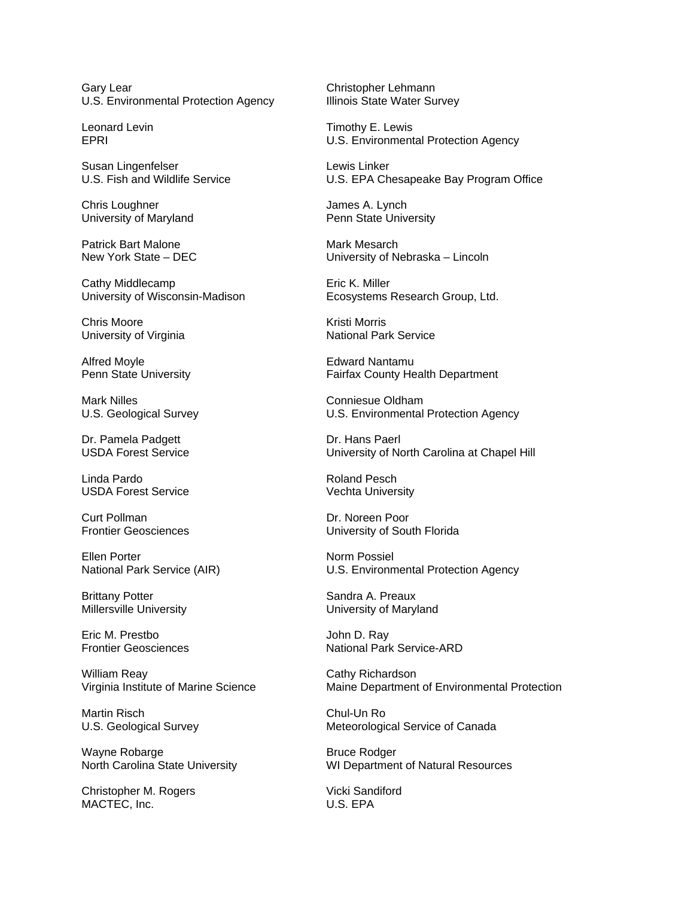Gary Lear
U.S. Environmental Protection Agency

Christopher Lehmann
Illinois State Water Survey

Leonard Levin
EPRI

Timothy E. Lewis
U.S. Environmental Protection Agency

Susan Lingenfelser
U.S. Fish and Wildlife Service

Lewis Linker
U.S. EPA Chesapeake Bay Program Office

Chris Loughner
University of Maryland

James A. Lynch
Penn State University

Patrick Bart Malone
New York State – DEC

Mark Mesarch
University of Nebraska – Lincoln

Cathy Middlecamp
University of Wisconsin-Madison

Eric K. Miller
Ecosystems Research Group, Ltd.

Chris Moore
University of Virginia

Kristi Morris
National Park Service

Alfred Moyle
Penn State University

Edward Nantamu
Fairfax County Health Department

Mark Nilles
U.S. Geological Survey

Conniesue Oldham
U.S. Environmental Protection Agency

Dr. Pamela Padgett
USDA Forest Service

Dr. Hans Paerl
University of North Carolina at Chapel Hill

Linda Pardo
USDA Forest Service

Roland Pesch
Vechta University

Curt Pollman
Frontier Geosciences

Dr. Noreen Poor
University of South Florida

Ellen Porter
National Park Service (AIR)

Norm Possiel
U.S. Environmental Protection Agency

Brittany Potter
Millersville University

Sandra A. Preaux
University of Maryland

Eric M. Prestbo
Frontier Geosciences

John D. Ray
National Park Service-ARD

William Reay
Virginia Institute of Marine Science

Cathy Richardson
Maine Department of Environmental Protection

Martin Risch
U.S. Geological Survey

Chul-Un Ro
Meteorological Service of Canada

Wayne Robarge
North Carolina State University

Bruce Rodger
WI Department of Natural Resources

Christopher M. Rogers
MACTEC, Inc.

Vicki Sandiford
U.S. EPA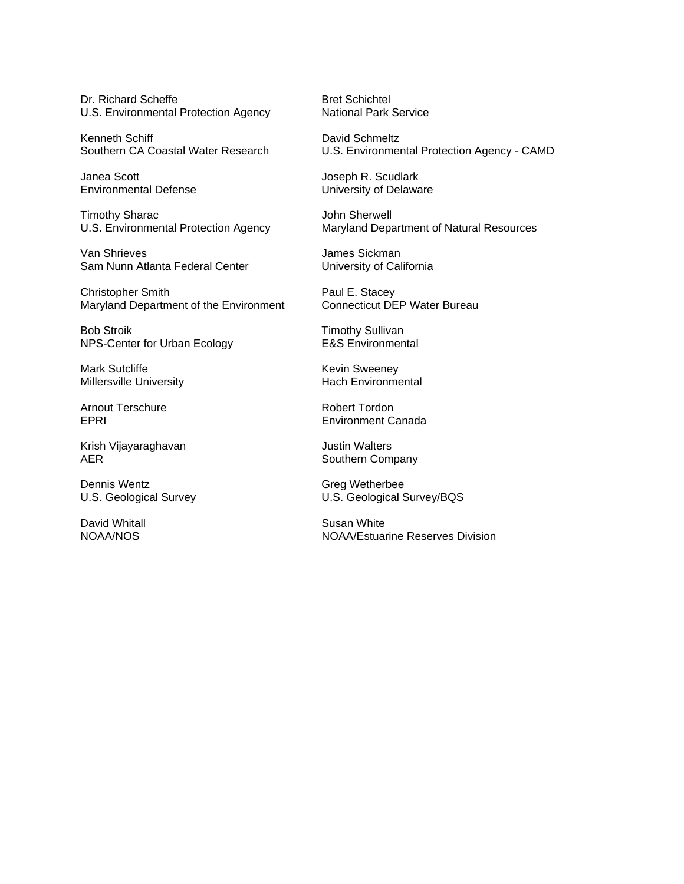Dr. Richard Scheffe
U.S. Environmental Protection Agency

Bret Schichtel
National Park Service

Kenneth Schiff
Southern CA Coastal Water Research

David Schmeltz
U.S. Environmental Protection Agency - CAMD

Janea Scott
Environmental Defense

Joseph R. Scudlark
University of Delaware

Timothy Sharac
U.S. Environmental Protection Agency

John Sherwell
Maryland Department of Natural Resources

Van Shrieves
Sam Nunn Atlanta Federal Center

James Sickman
University of California

Christopher Smith
Maryland Department of the Environment

Paul E. Stacey
Connecticut DEP Water Bureau

Bob Stroik
NPS-Center for Urban Ecology

Timothy Sullivan
E&S Environmental

Mark Sutcliffe
Millersville University

Kevin Sweeney
Hach Environmental

Arnout Terschure
EPRI

Robert Tordon
Environment Canada

Krish Vijayaraghavan
AER

Justin Walters
Southern Company

Dennis Wentz
U.S. Geological Survey

Greg Wetherbee
U.S. Geological Survey/BQS

David Whitall
NOAA/NOS

Susan White
NOAA/Estuarine Reserves Division